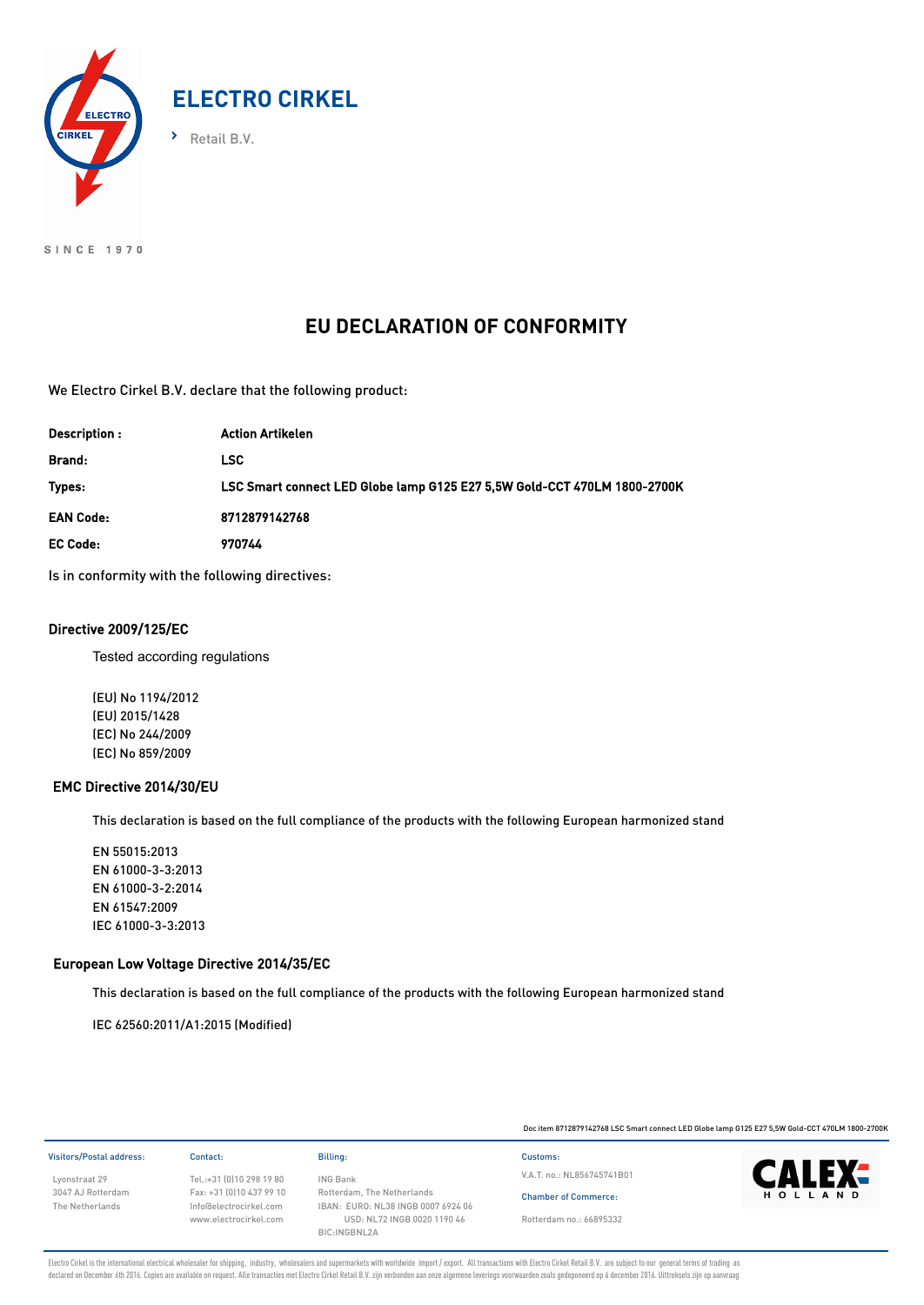# ELECTRO CIRKEL

› Retail B.V.

SINCE 1970

## EU DECLARATION OF CONFORMITY

We Electro Cirkel B.V. declare that the following product:

| | |
|---|---|
| **Description :** | **Action Artikelen** |
| **Brand:** | **LSC** |
| **Types:** | **LSC Smart connect LED Globe lamp G125 E27 5,5W Gold-CCT 470LM 1800-2700K** |
| **EAN Code:** | **8712879142768** |
| **EC Code:** | **970744** |

Is in conformity with the following directives:

### Directive 2009/125/EC

Tested according regulations

(EU) No 1194/2012
(EU) 2015/1428
(EC) No 244/2009
(EC) No 859/2009

### EMC Directive 2014/30/EU

This declaration is based on the full compliance of the products with the following European harmonized stand

EN 55015:2013
EN 61000-3-3:2013
EN 61000-3-2:2014
EN 61547:2009
IEC 61000-3-3:2013

### European Low Voltage Directive 2014/35/EC

This declaration is based on the full compliance of the products with the following European harmonized stand

IEC 62560:2011/A1:2015 (Modified)

Doc item 8712879142768 LSC Smart connect LED Globe lamp G125 E27 5,5W Gold-CCT 470LM 1800-2700K

| Visitors/Postal address: | Contact: | Billing: | Customs: |
|---|---|---|---|
| Lyonstraat 29<br>3047 AJ Rotterdam<br>The Netherlands | Tel.:+31 (0)10 298 19 80<br>Fax: +31 (0)10 437 99 10<br>Info@electrocirkel.com<br>www.electrocirkel.com | ING Bank<br>Rotterdam, The Netherlands<br>IBAN: EURO: NL38 INGB 0007 6924 06<br>USD: NL72 INGB 0020 1190 46<br>BIC:INGBNL2A | V.A.T. no.: NL856745741B01<br>Chamber of Commerce:<br>Rotterdam no.: 66895332 |

CALEX HOLLAND

Electro Cirkel is the international electrical wholesaler for shipping, industry, wholesalers and supermarkets with worldwide import / export. All transactions with Electro Cirkel Retail B.V. are subject to our general terms of trading as declared on December 6th 2016. Copies are available on request. Alle transacties met Electro Cirkel Retail B.V. zijn verbonden aan onze algemene leverings voorwaarden zoals gedeponeerd op 6 december 2016. Uittreksels zijn op aanvraag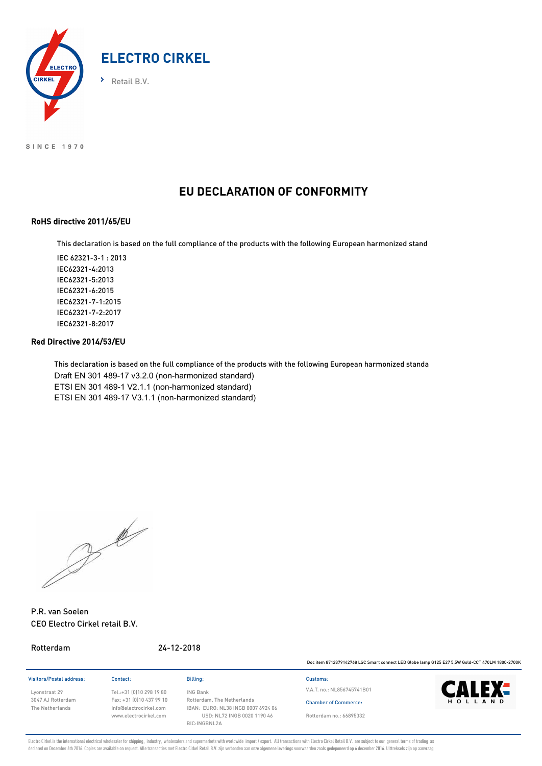ELECTRO CIRKEL

Retail B.V.

SINCE 1970

# EU DECLARATION OF CONFORMITY

## RoHS directive 2011/65/EU

This declaration is based on the full compliance of the products with the following European harmonized stand

IEC 62321-3-1 : 2013
IEC62321-4:2013
IEC62321-5:2013
IEC62321-6:2015
IEC62321-7-1:2015
IEC62321-7-2:2017
IEC62321-8:2017

## Red Directive 2014/53/EU

This declaration is based on the full compliance of the products with the following European harmonized standa
Draft EN 301 489-17 v3.2.0 (non-harmonized standard)
ETSI EN 301 489-1 V2.1.1 (non-harmonized standard)
ETSI EN 301 489-17 V3.1.1 (non-harmonized standard)

P.R. van Soelen
CEO Electro Cirkel retail B.V.

Rotterdam 24-12-2018

Doc item 8712879142768 LSC Smart connect LED Globe lamp G125 E27 5,5W Gold-CCT 470LM 1800-2700K

| Visitors/Postal address: | Contact: | Billing: | Customs: |
| --- | --- | --- | --- |
| Lyonstraat 29<br>3047 AJ Rotterdam<br>The Netherlands | Tel.:+31 (0)10 298 19 80<br>Fax: +31 (0)10 437 99 10<br>Info@electrocirkel.com<br>www.electrocirkel.com | ING Bank<br>Rotterdam, The Netherlands<br>IBAN: EURO: NL38 INGB 0007 6924 06<br>USD: NL72 INGB 0020 1190 46<br>BIC:INGBNL2A | V.A.T. no.: NL856745741B01<br>Chamber of Commerce:<br>Rotterdam no.: 66895332 |

CALEX HOLLAND

Electro Cirkel is the international electrical wholesaler for shipping, industry, wholesalers and supermarkets with worldwide import / export. All transactions with Electro Cirkel Retail B.V. are subject to our general terms of trading as declared on December 6th 2016. Copies are available on request. Alle transacties met Electro Cirkel Retail B.V. zijn verbonden aan onze algemene leverings voorwaarden zoals gedeponeerd op 6 december 2016. Uittreksels zijn op aanvraag